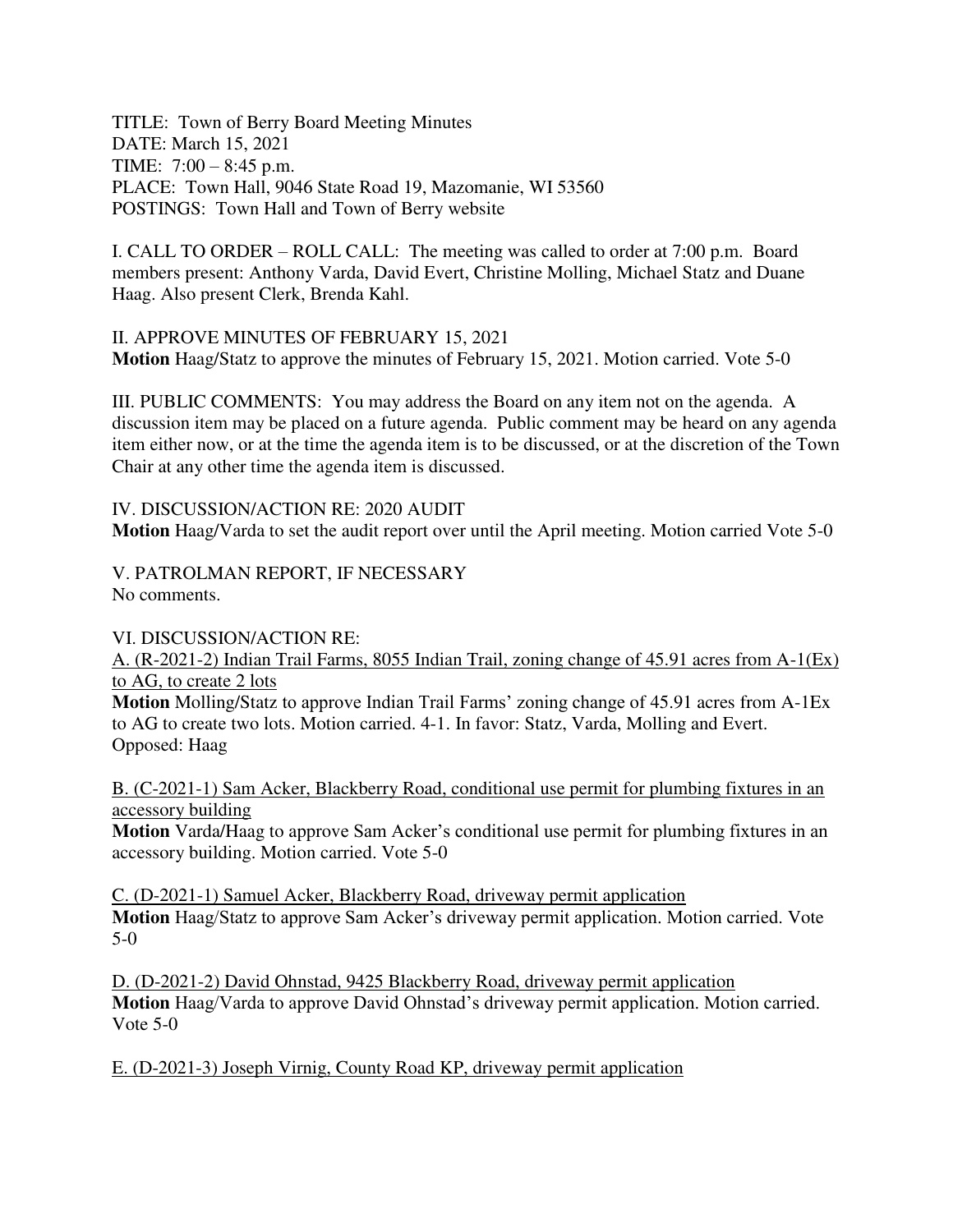TITLE: Town of Berry Board Meeting Minutes
DATE: March 15, 2021
TIME: 7:00 – 8:45 p.m.
PLACE: Town Hall, 9046 State Road 19, Mazomanie, WI 53560
POSTINGS: Town Hall and Town of Berry website

I. CALL TO ORDER – ROLL CALL: The meeting was called to order at 7:00 p.m. Board members present: Anthony Varda, David Evert, Christine Molling, Michael Statz and Duane Haag. Also present Clerk, Brenda Kahl.

II. APPROVE MINUTES OF FEBRUARY 15, 2021
**Motion** Haag/Statz to approve the minutes of February 15, 2021. Motion carried. Vote 5-0

III. PUBLIC COMMENTS: You may address the Board on any item not on the agenda. A discussion item may be placed on a future agenda. Public comment may be heard on any agenda item either now, or at the time the agenda item is to be discussed, or at the discretion of the Town Chair at any other time the agenda item is discussed.

IV. DISCUSSION/ACTION RE: 2020 AUDIT
**Motion** Haag/Varda to set the audit report over until the April meeting. Motion carried Vote 5-0

V. PATROLMAN REPORT, IF NECESSARY
No comments.

VI. DISCUSSION/ACTION RE:

<u>A. (R-2021-2) Indian Trail Farms, 8055 Indian Trail, zoning change of 45.91 acres from A-1(Ex) to AG, to create 2 lots</u>
**Motion** Molling/Statz to approve Indian Trail Farms' zoning change of 45.91 acres from A-1Ex to AG to create two lots. Motion carried. 4-1. In favor: Statz, Varda, Molling and Evert. Opposed: Haag

<u>B. (C-2021-1) Sam Acker, Blackberry Road, conditional use permit for plumbing fixtures in an accessory building</u>
**Motion** Varda/Haag to approve Sam Acker's conditional use permit for plumbing fixtures in an accessory building. Motion carried. Vote 5-0

<u>C. (D-2021-1) Samuel Acker, Blackberry Road, driveway permit application</u>
**Motion** Haag/Statz to approve Sam Acker's driveway permit application. Motion carried. Vote 5-0

<u>D. (D-2021-2) David Ohnstad, 9425 Blackberry Road, driveway permit application</u>
**Motion** Haag/Varda to approve David Ohnstad's driveway permit application. Motion carried. Vote 5-0

<u>E. (D-2021-3) Joseph Virnig, County Road KP, driveway permit application</u>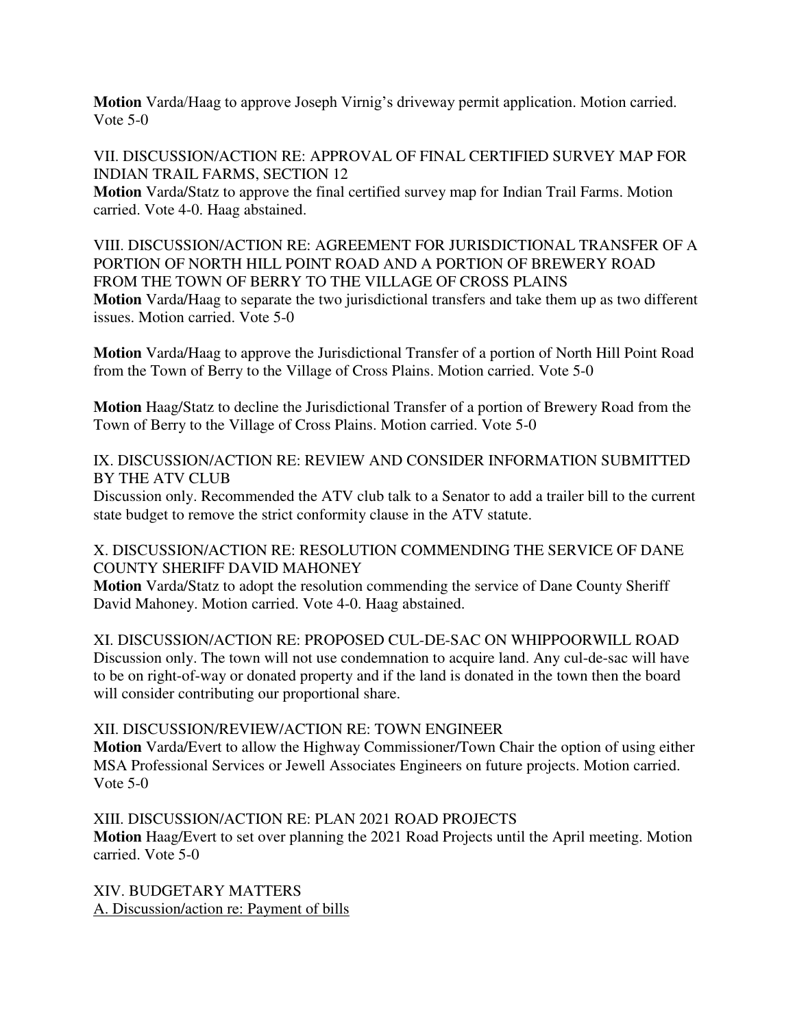**Motion** Varda/Haag to approve Joseph Virnig's driveway permit application. Motion carried. Vote 5-0

VII. DISCUSSION/ACTION RE: APPROVAL OF FINAL CERTIFIED SURVEY MAP FOR INDIAN TRAIL FARMS, SECTION 12

**Motion** Varda/Statz to approve the final certified survey map for Indian Trail Farms. Motion carried. Vote 4-0. Haag abstained.

VIII. DISCUSSION/ACTION RE: AGREEMENT FOR JURISDICTIONAL TRANSFER OF A PORTION OF NORTH HILL POINT ROAD AND A PORTION OF BREWERY ROAD FROM THE TOWN OF BERRY TO THE VILLAGE OF CROSS PLAINS

**Motion** Varda/Haag to separate the two jurisdictional transfers and take them up as two different issues. Motion carried. Vote 5-0

**Motion** Varda/Haag to approve the Jurisdictional Transfer of a portion of North Hill Point Road from the Town of Berry to the Village of Cross Plains. Motion carried. Vote 5-0

**Motion** Haag/Statz to decline the Jurisdictional Transfer of a portion of Brewery Road from the Town of Berry to the Village of Cross Plains. Motion carried. Vote 5-0

IX. DISCUSSION/ACTION RE: REVIEW AND CONSIDER INFORMATION SUBMITTED BY THE ATV CLUB

Discussion only. Recommended the ATV club talk to a Senator to add a trailer bill to the current state budget to remove the strict conformity clause in the ATV statute.

X. DISCUSSION/ACTION RE: RESOLUTION COMMENDING THE SERVICE OF DANE COUNTY SHERIFF DAVID MAHONEY

**Motion** Varda/Statz to adopt the resolution commending the service of Dane County Sheriff David Mahoney. Motion carried. Vote 4-0. Haag abstained.

XI. DISCUSSION/ACTION RE: PROPOSED CUL-DE-SAC ON WHIPPOORWILL ROAD

Discussion only. The town will not use condemnation to acquire land. Any cul-de-sac will have to be on right-of-way or donated property and if the land is donated in the town then the board will consider contributing our proportional share.

XII. DISCUSSION/REVIEW/ACTION RE: TOWN ENGINEER

**Motion** Varda/Evert to allow the Highway Commissioner/Town Chair the option of using either MSA Professional Services or Jewell Associates Engineers on future projects. Motion carried. Vote 5-0

XIII. DISCUSSION/ACTION RE: PLAN 2021 ROAD PROJECTS

**Motion** Haag/Evert to set over planning the 2021 Road Projects until the April meeting. Motion carried. Vote 5-0

XIV. BUDGETARY MATTERS

A. Discussion/action re: Payment of bills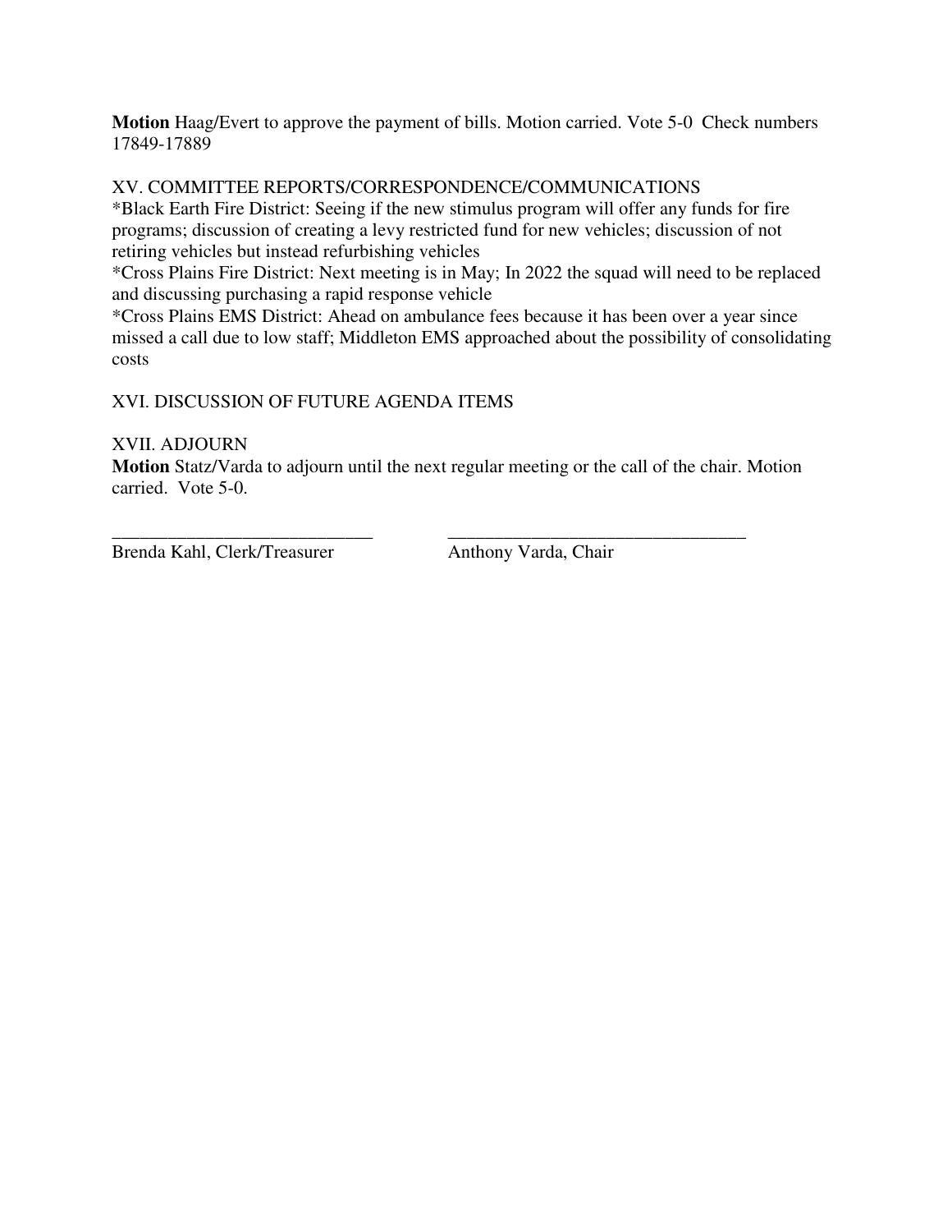**Motion** Haag/Evert to approve the payment of bills. Motion carried. Vote 5-0 Check numbers 17849-17889

XV. COMMITTEE REPORTS/CORRESPONDENCE/COMMUNICATIONS

*Black Earth Fire District: Seeing if the new stimulus program will offer any funds for fire programs; discussion of creating a levy restricted fund for new vehicles; discussion of not retiring vehicles but instead refurbishing vehicles

*Cross Plains Fire District: Next meeting is in May; In 2022 the squad will need to be replaced and discussing purchasing a rapid response vehicle

*Cross Plains EMS District: Ahead on ambulance fees because it has been over a year since missed a call due to low staff; Middleton EMS approached about the possibility of consolidating costs

XVI. DISCUSSION OF FUTURE AGENDA ITEMS

XVII. ADJOURN

**Motion** Statz/Varda to adjourn until the next regular meeting or the call of the chair. Motion carried. Vote 5-0.

___________________________ ________________________________

Brenda Kahl, Clerk/Treasurer Anthony Varda, Chair